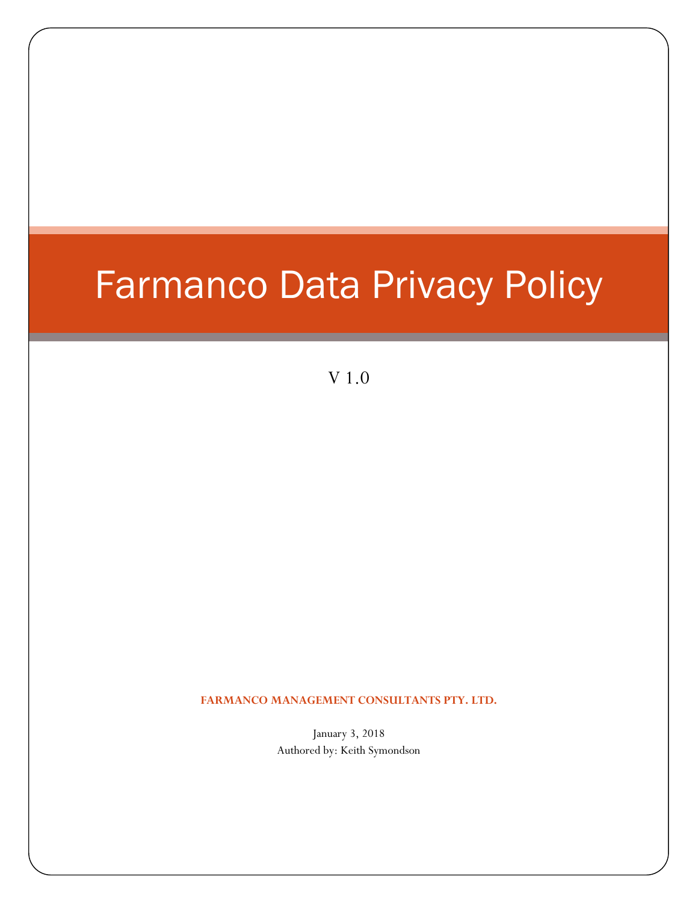# Farmanco Data Privacy Policy

V 1.0

**FARMANCO MANAGEMENT CONSULTANTS PTY. LTD.**

January 3, 2018

Authored by: Keith Symondson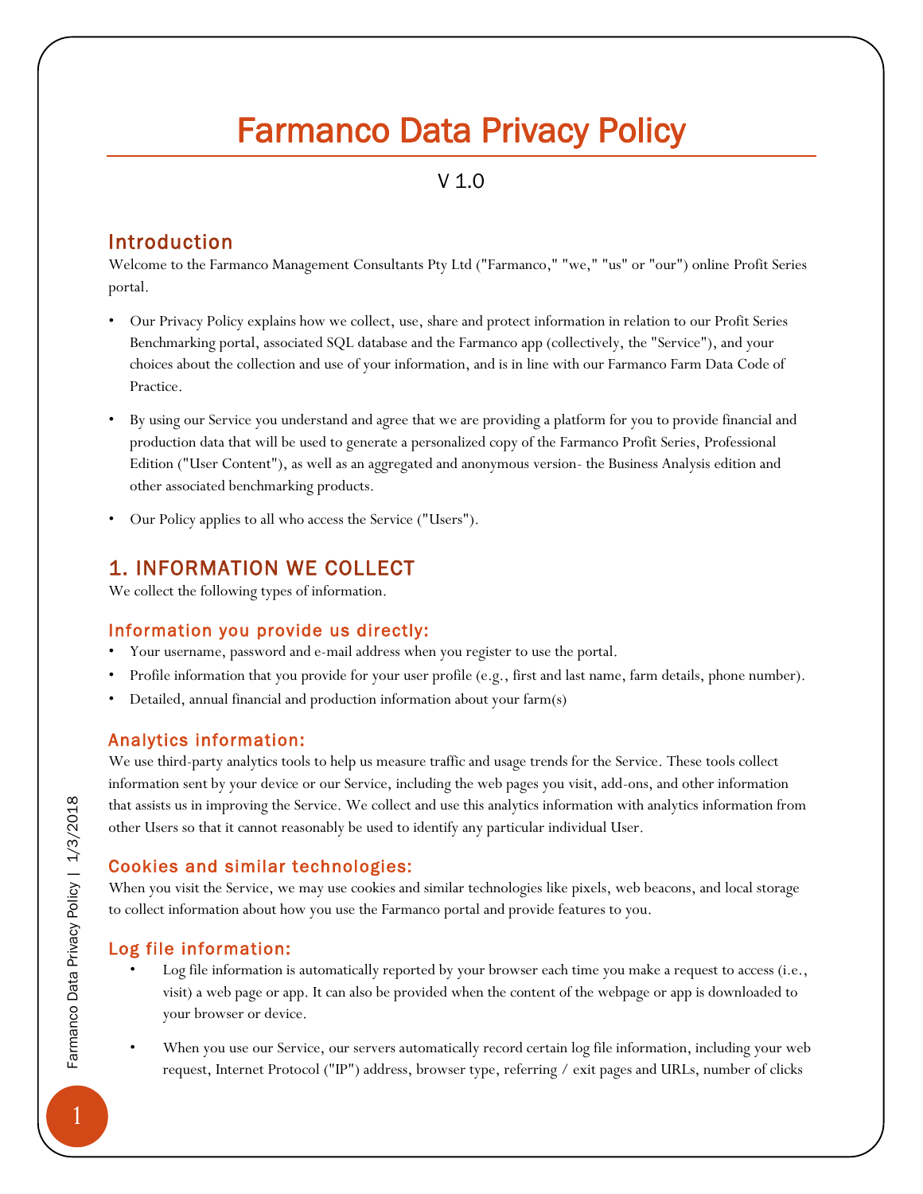# Farmanco Data Privacy Policy

V 1.0

## Introduction

Welcome to the Farmanco Management Consultants Pty Ltd ("Farmanco," "we," "us" or "our") online Profit Series portal.

- Our Privacy Policy explains how we collect, use, share and protect information in relation to our Profit Series Benchmarking portal, associated SQL database and the Farmanco app (collectively, the "Service"), and your choices about the collection and use of your information, and is in line with our Farmanco Farm Data Code of Practice.
- By using our Service you understand and agree that we are providing a platform for you to provide financial and production data that will be used to generate a personalized copy of the Farmanco Profit Series, Professional Edition ("User Content"), as well as an aggregated and anonymous version- the Business Analysis edition and other associated benchmarking products.
- Our Policy applies to all who access the Service ("Users").

## 1. INFORMATION WE COLLECT

We collect the following types of information.

### Information you provide us directly:

- Your username, password and e-mail address when you register to use the portal.
- Profile information that you provide for your user profile (e.g., first and last name, farm details, phone number).
- Detailed, annual financial and production information about your farm(s)

### Analytics information:

We use third-party analytics tools to help us measure traffic and usage trends for the Service. These tools collect information sent by your device or our Service, including the web pages you visit, add-ons, and other information that assists us in improving the Service. We collect and use this analytics information with analytics information from other Users so that it cannot reasonably be used to identify any particular individual User.

### Cookies and similar technologies:

When you visit the Service, we may use cookies and similar technologies like pixels, web beacons, and local storage to collect information about how you use the Farmanco portal and provide features to you.

### Log file information:

- Log file information is automatically reported by your browser each time you make a request to access (i.e., visit) a web page or app. It can also be provided when the content of the webpage or app is downloaded to your browser or device.
- When you use our Service, our servers automatically record certain log file information, including your web request, Internet Protocol ("IP") address, browser type, referring / exit pages and URLs, number of clicks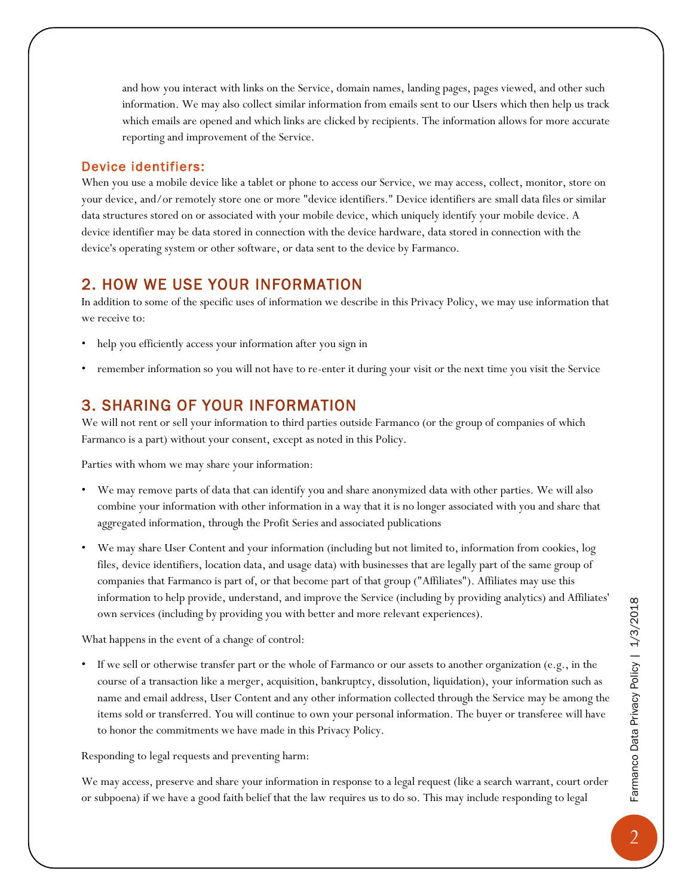and how you interact with links on the Service, domain names, landing pages, pages viewed, and other such information. We may also collect similar information from emails sent to our Users which then help us track which emails are opened and which links are clicked by recipients. The information allows for more accurate reporting and improvement of the Service.

### Device identifiers:

When you use a mobile device like a tablet or phone to access our Service, we may access, collect, monitor, store on your device, and/or remotely store one or more "device identifiers." Device identifiers are small data files or similar data structures stored on or associated with your mobile device, which uniquely identify your mobile device. A device identifier may be data stored in connection with the device hardware, data stored in connection with the device's operating system or other software, or data sent to the device by Farmanco.

## 2. HOW WE USE YOUR INFORMATION

In addition to some of the specific uses of information we describe in this Privacy Policy, we may use information that we receive to:

- help you efficiently access your information after you sign in
- remember information so you will not have to re-enter it during your visit or the next time you visit the Service

## 3. SHARING OF YOUR INFORMATION

We will not rent or sell your information to third parties outside Farmanco (or the group of companies of which Farmanco is a part) without your consent, except as noted in this Policy.

Parties with whom we may share your information:

- We may remove parts of data that can identify you and share anonymized data with other parties. We will also combine your information with other information in a way that it is no longer associated with you and share that aggregated information, through the Profit Series and associated publications
- We may share User Content and your information (including but not limited to, information from cookies, log files, device identifiers, location data, and usage data) with businesses that are legally part of the same group of companies that Farmanco is part of, or that become part of that group ("Affiliates"). Affiliates may use this information to help provide, understand, and improve the Service (including by providing analytics) and Affiliates' own services (including by providing you with better and more relevant experiences).

What happens in the event of a change of control:

- If we sell or otherwise transfer part or the whole of Farmanco or our assets to another organization (e.g., in the course of a transaction like a merger, acquisition, bankruptcy, dissolution, liquidation), your information such as name and email address, User Content and any other information collected through the Service may be among the items sold or transferred. You will continue to own your personal information. The buyer or transferee will have to honor the commitments we have made in this Privacy Policy.

Responding to legal requests and preventing harm:

We may access, preserve and share your information in response to a legal request (like a search warrant, court order or subpoena) if we have a good faith belief that the law requires us to do so. This may include responding to legal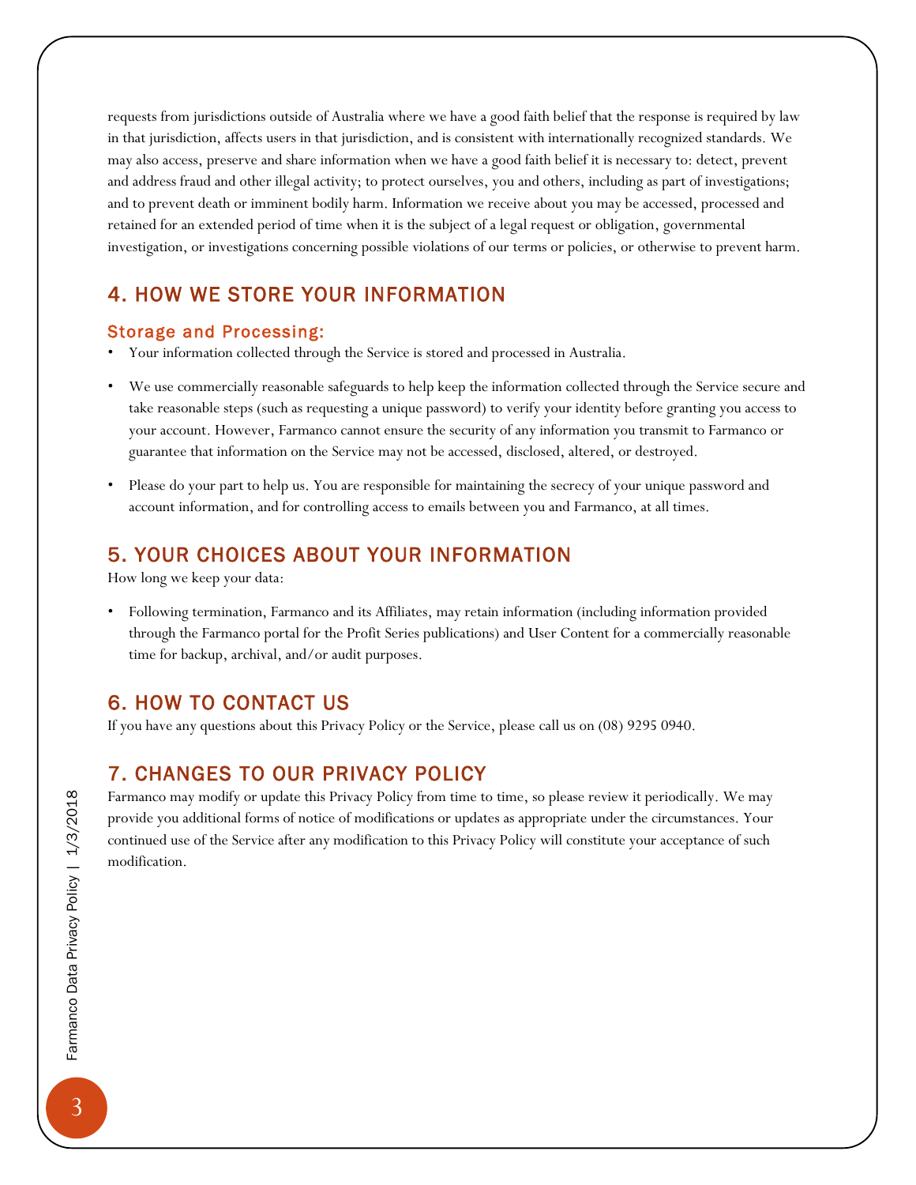requests from jurisdictions outside of Australia where we have a good faith belief that the response is required by law in that jurisdiction, affects users in that jurisdiction, and is consistent with internationally recognized standards. We may also access, preserve and share information when we have a good faith belief it is necessary to: detect, prevent and address fraud and other illegal activity; to protect ourselves, you and others, including as part of investigations; and to prevent death or imminent bodily harm. Information we receive about you may be accessed, processed and retained for an extended period of time when it is the subject of a legal request or obligation, governmental investigation, or investigations concerning possible violations of our terms or policies, or otherwise to prevent harm.

## 4. HOW WE STORE YOUR INFORMATION

### Storage and Processing:

- Your information collected through the Service is stored and processed in Australia.
- We use commercially reasonable safeguards to help keep the information collected through the Service secure and take reasonable steps (such as requesting a unique password) to verify your identity before granting you access to your account. However, Farmanco cannot ensure the security of any information you transmit to Farmanco or guarantee that information on the Service may not be accessed, disclosed, altered, or destroyed.
- Please do your part to help us. You are responsible for maintaining the secrecy of your unique password and account information, and for controlling access to emails between you and Farmanco, at all times.

## 5. YOUR CHOICES ABOUT YOUR INFORMATION

How long we keep your data:

- Following termination, Farmanco and its Affiliates, may retain information (including information provided through the Farmanco portal for the Profit Series publications) and User Content for a commercially reasonable time for backup, archival, and/or audit purposes.

## 6. HOW TO CONTACT US

If you have any questions about this Privacy Policy or the Service, please call us on (08) 9295 0940.

## 7. CHANGES TO OUR PRIVACY POLICY

Farmanco may modify or update this Privacy Policy from time to time, so please review it periodically. We may provide you additional forms of notice of modifications or updates as appropriate under the circumstances. Your continued use of the Service after any modification to this Privacy Policy will constitute your acceptance of such modification.